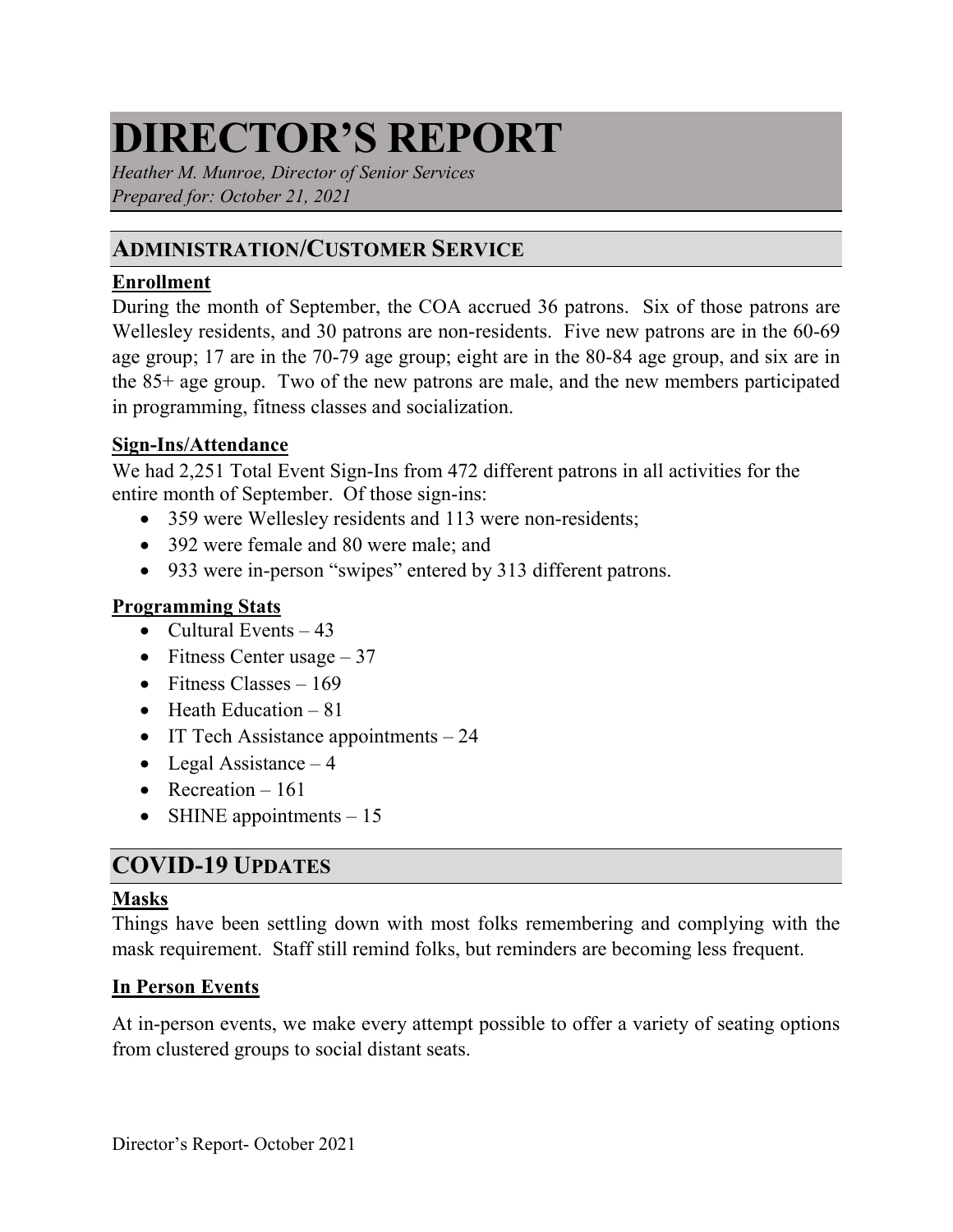# DIRECTOR'S REPORT

*Heather M. Munroe, Director of Senior Services*
*Prepared for: October 21, 2021*

## ADMINISTRATION/CUSTOMER SERVICE

### Enrollment

During the month of September, the COA accrued 36 patrons. Six of those patrons are Wellesley residents, and 30 patrons are non-residents. Five new patrons are in the 60-69 age group; 17 are in the 70-79 age group; eight are in the 80-84 age group, and six are in the 85+ age group. Two of the new patrons are male, and the new members participated in programming, fitness classes and socialization.

### Sign-Ins/Attendance

We had 2,251 Total Event Sign-Ins from 472 different patrons in all activities for the entire month of September. Of those sign-ins:

- 359 were Wellesley residents and 113 were non-residents;
- 392 were female and 80 were male; and
- 933 were in-person "swipes" entered by 313 different patrons.

### Programming Stats

- Cultural Events – 43
- Fitness Center usage – 37
- Fitness Classes – 169
- Heath Education – 81
- IT Tech Assistance appointments – 24
- Legal Assistance – 4
- Recreation – 161
- SHINE appointments – 15

## COVID-19 UPDATES

### Masks

Things have been settling down with most folks remembering and complying with the mask requirement. Staff still remind folks, but reminders are becoming less frequent.

### In Person Events

At in-person events, we make every attempt possible to offer a variety of seating options from clustered groups to social distant seats.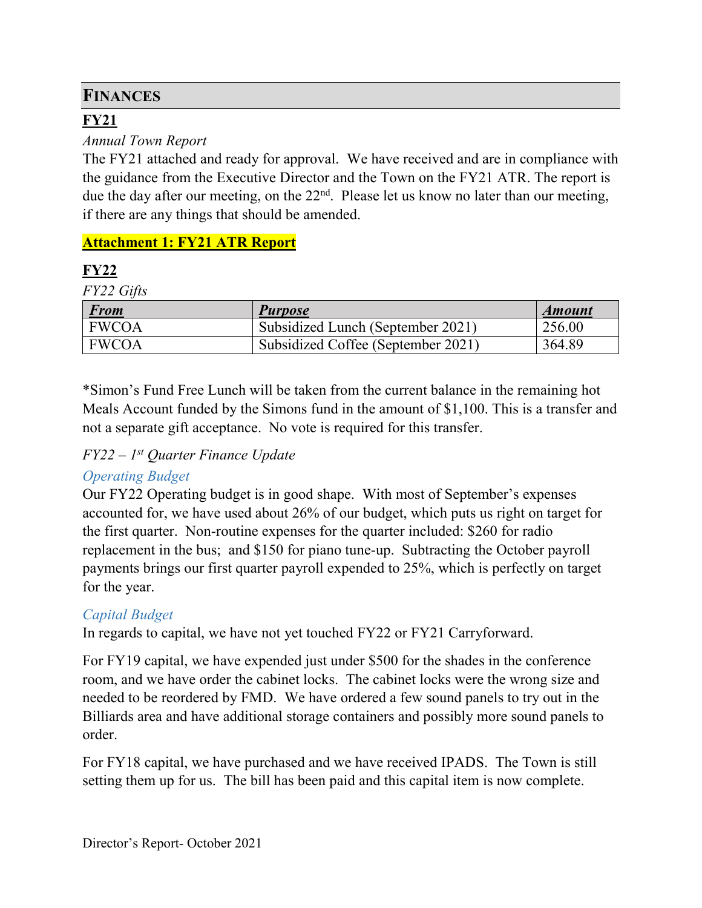## Finances

**FY21**

*Annual Town Report*

The FY21 attached and ready for approval. We have received and are in compliance with the guidance from the Executive Director and the Town on the FY21 ATR. The report is due the day after our meeting, on the 22nd. Please let us know no later than our meeting, if there are any things that should be amended.

**Attachment 1: FY21 ATR Report**

**FY22**

*FY22 Gifts*

| *From* | *Purpose* | *Amount* |
|---|---|---|
| FWCOA | Subsidized Lunch (September 2021) | 256.00 |
| FWCOA | Subsidized Coffee (September 2021) | 364.89 |

*Simon's Fund Free Lunch will be taken from the current balance in the remaining hot Meals Account funded by the Simons fund in the amount of $1,100. This is a transfer and not a separate gift acceptance. No vote is required for this transfer.

*FY22 – 1st Quarter Finance Update*

*Operating Budget*

Our FY22 Operating budget is in good shape. With most of September's expenses accounted for, we have used about 26% of our budget, which puts us right on target for the first quarter. Non-routine expenses for the quarter included: $260 for radio replacement in the bus; and $150 for piano tune-up. Subtracting the October payroll payments brings our first quarter payroll expended to 25%, which is perfectly on target for the year.

*Capital Budget*

In regards to capital, we have not yet touched FY22 or FY21 Carryforward.

For FY19 capital, we have expended just under $500 for the shades in the conference room, and we have order the cabinet locks. The cabinet locks were the wrong size and needed to be reordered by FMD. We have ordered a few sound panels to try out in the Billiards area and have additional storage containers and possibly more sound panels to order.

For FY18 capital, we have purchased and we have received IPADS. The Town is still setting them up for us. The bill has been paid and this capital item is now complete.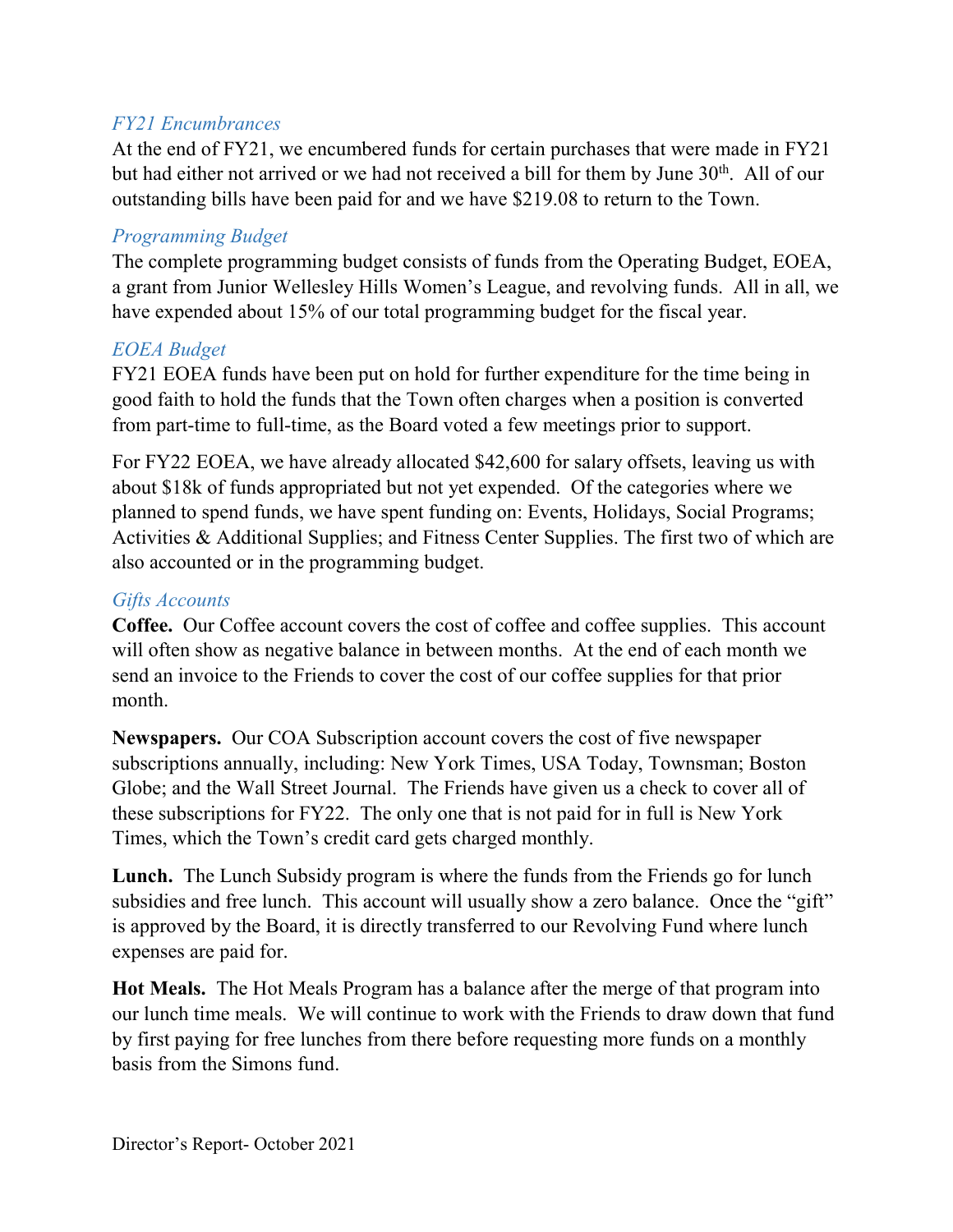### *FY21 Encumbrances*

At the end of FY21, we encumbered funds for certain purchases that were made in FY21 but had either not arrived or we had not received a bill for them by June 30th. All of our outstanding bills have been paid for and we have $219.08 to return to the Town.

### *Programming Budget*

The complete programming budget consists of funds from the Operating Budget, EOEA, a grant from Junior Wellesley Hills Women's League, and revolving funds. All in all, we have expended about 15% of our total programming budget for the fiscal year.

### *EOEA Budget*

FY21 EOEA funds have been put on hold for further expenditure for the time being in good faith to hold the funds that the Town often charges when a position is converted from part-time to full-time, as the Board voted a few meetings prior to support.

For FY22 EOEA, we have already allocated $42,600 for salary offsets, leaving us with about $18k of funds appropriated but not yet expended. Of the categories where we planned to spend funds, we have spent funding on: Events, Holidays, Social Programs; Activities & Additional Supplies; and Fitness Center Supplies. The first two of which are also accounted or in the programming budget.

### *Gifts Accounts*

**Coffee.** Our Coffee account covers the cost of coffee and coffee supplies. This account will often show as negative balance in between months. At the end of each month we send an invoice to the Friends to cover the cost of our coffee supplies for that prior month.

**Newspapers.** Our COA Subscription account covers the cost of five newspaper subscriptions annually, including: New York Times, USA Today, Townsman; Boston Globe; and the Wall Street Journal. The Friends have given us a check to cover all of these subscriptions for FY22. The only one that is not paid for in full is New York Times, which the Town's credit card gets charged monthly.

**Lunch.** The Lunch Subsidy program is where the funds from the Friends go for lunch subsidies and free lunch. This account will usually show a zero balance. Once the "gift" is approved by the Board, it is directly transferred to our Revolving Fund where lunch expenses are paid for.

**Hot Meals.** The Hot Meals Program has a balance after the merge of that program into our lunch time meals. We will continue to work with the Friends to draw down that fund by first paying for free lunches from there before requesting more funds on a monthly basis from the Simons fund.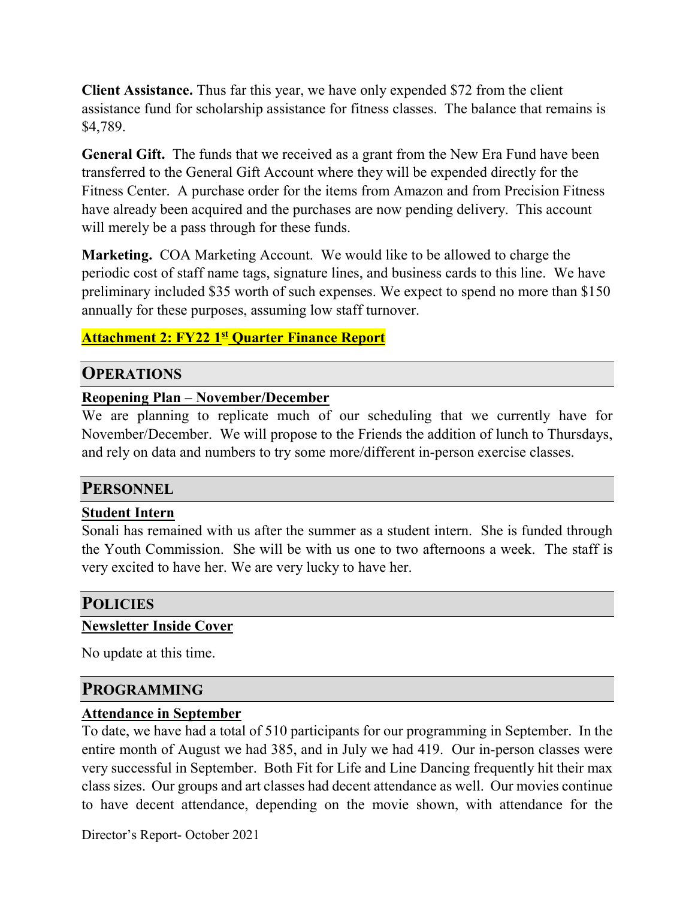**Client Assistance.** Thus far this year, we have only expended $72 from the client assistance fund for scholarship assistance for fitness classes. The balance that remains is $4,789.

**General Gift.** The funds that we received as a grant from the New Era Fund have been transferred to the General Gift Account where they will be expended directly for the Fitness Center. A purchase order for the items from Amazon and from Precision Fitness have already been acquired and the purchases are now pending delivery. This account will merely be a pass through for these funds.

**Marketing.** COA Marketing Account. We would like to be allowed to charge the periodic cost of staff name tags, signature lines, and business cards to this line. We have preliminary included $35 worth of such expenses. We expect to spend no more than $150 annually for these purposes, assuming low staff turnover.

**Attachment 2: FY22 1st Quarter Finance Report**

## OPERATIONS

**Reopening Plan – November/December**

We are planning to replicate much of our scheduling that we currently have for November/December. We will propose to the Friends the addition of lunch to Thursdays, and rely on data and numbers to try some more/different in-person exercise classes.

## PERSONNEL

**Student Intern**

Sonali has remained with us after the summer as a student intern. She is funded through the Youth Commission. She will be with us one to two afternoons a week. The staff is very excited to have her. We are very lucky to have her.

## POLICIES

**Newsletter Inside Cover**

No update at this time.

## PROGRAMMING

**Attendance in September**

To date, we have had a total of 510 participants for our programming in September. In the entire month of August we had 385, and in July we had 419. Our in-person classes were very successful in September. Both Fit for Life and Line Dancing frequently hit their max class sizes. Our groups and art classes had decent attendance as well. Our movies continue to have decent attendance, depending on the movie shown, with attendance for the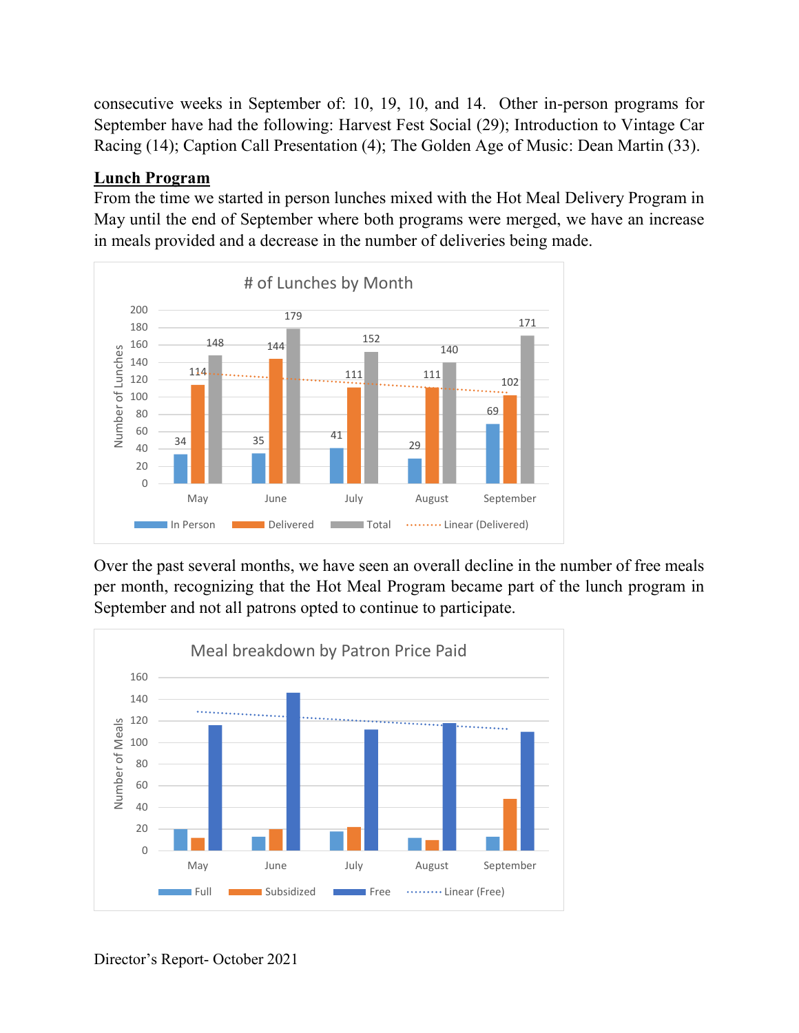consecutive weeks in September of: 10, 19, 10, and 14. Other in-person programs for September have had the following: Harvest Fest Social (29); Introduction to Vintage Car Racing (14); Caption Call Presentation (4); The Golden Age of Music: Dean Martin (33).

## Lunch Program

From the time we started in person lunches mixed with the Hot Meal Delivery Program in May until the end of September where both programs were merged, we have an increase in meals provided and a decrease in the number of deliveries being made.

**# of Lunches by Month**

| Month | In Person | Delivered | Total |
|---|---|---|---|
| May | 34 | 114 | 148 |
| June | 35 | 144 | 179 |
| July | 41 | 111 | 152 |
| August | 29 | 111 | 140 |
| September | 69 | 102 | 171 |

Number of Lunches — In Person, Delivered, Total, Linear (Delivered)

Over the past several months, we have seen an overall decline in the number of free meals per month, recognizing that the Hot Meal Program became part of the lunch program in September and not all patrons opted to continue to participate.

**Meal breakdown by Patron Price Paid**

Number of Meals — May, June, July, August, September — Full, Subsidized, Free, Linear (Free)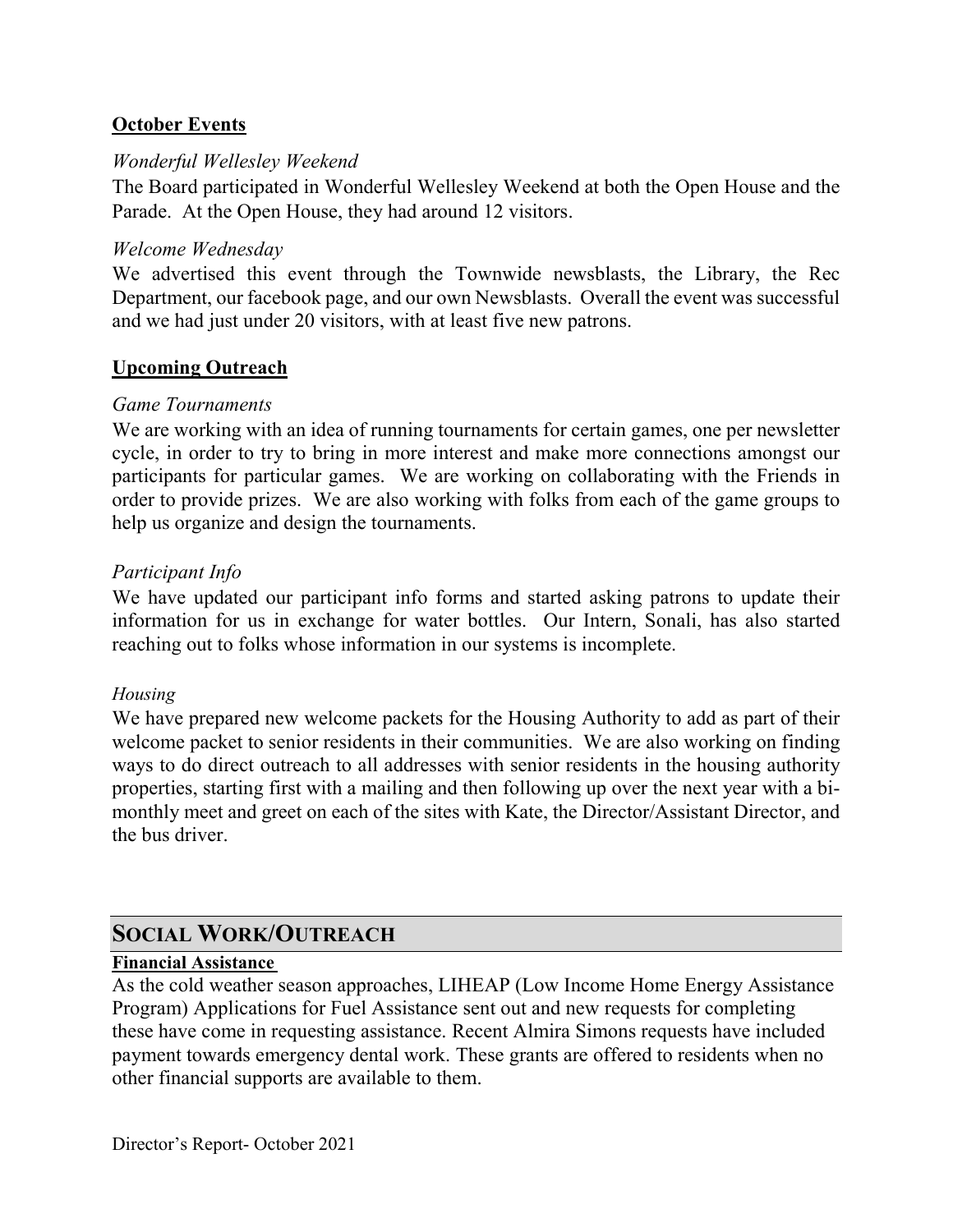**October Events**

*Wonderful Wellesley Weekend*

The Board participated in Wonderful Wellesley Weekend at both the Open House and the Parade. At the Open House, they had around 12 visitors.

*Welcome Wednesday*

We advertised this event through the Townwide newsblasts, the Library, the Rec Department, our facebook page, and our own Newsblasts. Overall the event was successful and we had just under 20 visitors, with at least five new patrons.

**Upcoming Outreach**

*Game Tournaments*

We are working with an idea of running tournaments for certain games, one per newsletter cycle, in order to try to bring in more interest and make more connections amongst our participants for particular games. We are working on collaborating with the Friends in order to provide prizes. We are also working with folks from each of the game groups to help us organize and design the tournaments.

*Participant Info*

We have updated our participant info forms and started asking patrons to update their information for us in exchange for water bottles. Our Intern, Sonali, has also started reaching out to folks whose information in our systems is incomplete.

*Housing*

We have prepared new welcome packets for the Housing Authority to add as part of their welcome packet to senior residents in their communities. We are also working on finding ways to do direct outreach to all addresses with senior residents in the housing authority properties, starting first with a mailing and then following up over the next year with a bi-monthly meet and greet on each of the sites with Kate, the Director/Assistant Director, and the bus driver.

## SOCIAL WORK/OUTREACH

**Financial Assistance**

As the cold weather season approaches, LIHEAP (Low Income Home Energy Assistance Program) Applications for Fuel Assistance sent out and new requests for completing these have come in requesting assistance. Recent Almira Simons requests have included payment towards emergency dental work. These grants are offered to residents when no other financial supports are available to them.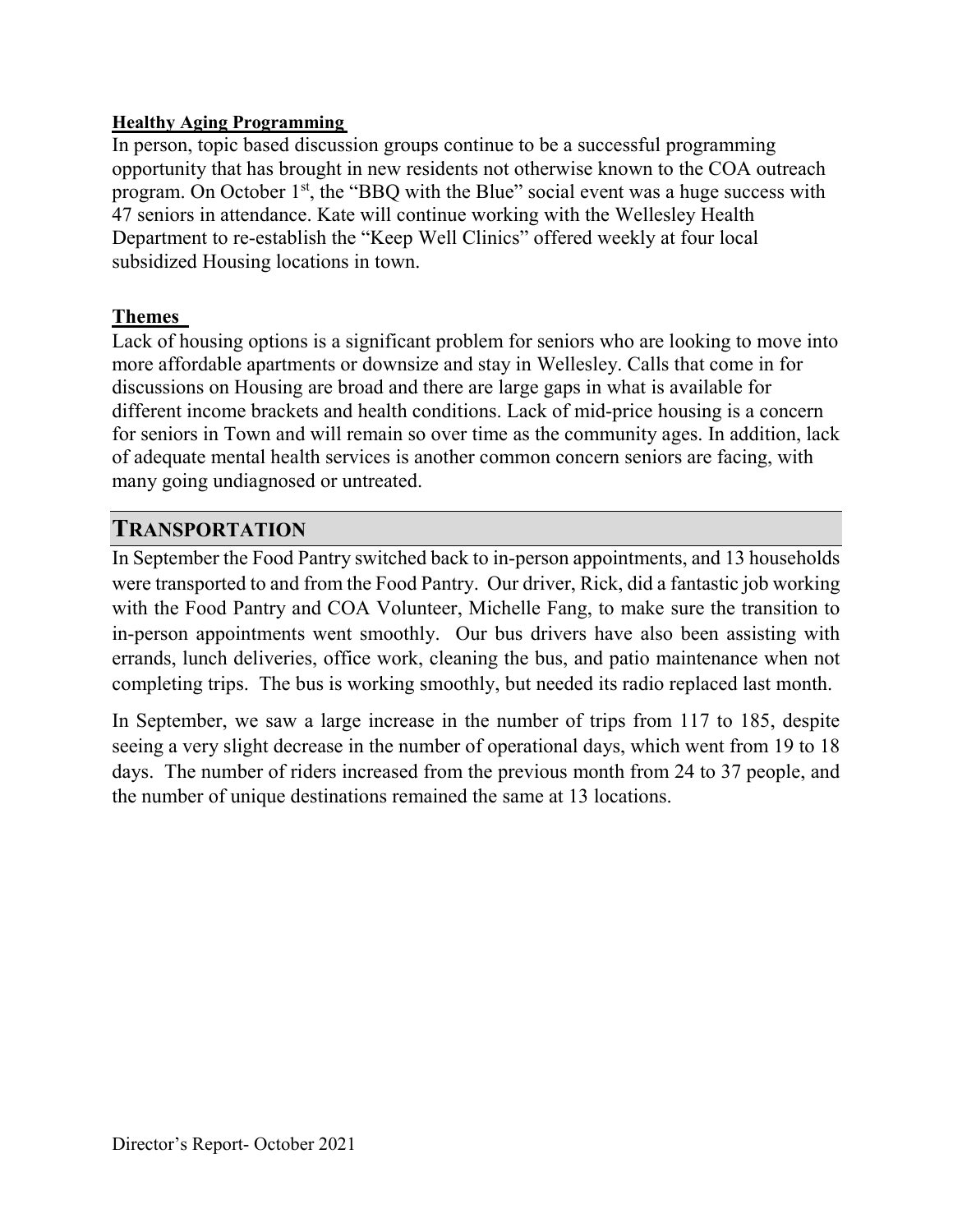**Healthy Aging Programming**

In person, topic based discussion groups continue to be a successful programming opportunity that has brought in new residents not otherwise known to the COA outreach program. On October 1st, the "BBQ with the Blue" social event was a huge success with 47 seniors in attendance. Kate will continue working with the Wellesley Health Department to re-establish the "Keep Well Clinics" offered weekly at four local subsidized Housing locations in town.

**Themes**

Lack of housing options is a significant problem for seniors who are looking to move into more affordable apartments or downsize and stay in Wellesley. Calls that come in for discussions on Housing are broad and there are large gaps in what is available for different income brackets and health conditions. Lack of mid-price housing is a concern for seniors in Town and will remain so over time as the community ages. In addition, lack of adequate mental health services is another common concern seniors are facing, with many going undiagnosed or untreated.

## TRANSPORTATION

In September the Food Pantry switched back to in-person appointments, and 13 households were transported to and from the Food Pantry. Our driver, Rick, did a fantastic job working with the Food Pantry and COA Volunteer, Michelle Fang, to make sure the transition to in-person appointments went smoothly. Our bus drivers have also been assisting with errands, lunch deliveries, office work, cleaning the bus, and patio maintenance when not completing trips. The bus is working smoothly, but needed its radio replaced last month.

In September, we saw a large increase in the number of trips from 117 to 185, despite seeing a very slight decrease in the number of operational days, which went from 19 to 18 days. The number of riders increased from the previous month from 24 to 37 people, and the number of unique destinations remained the same at 13 locations.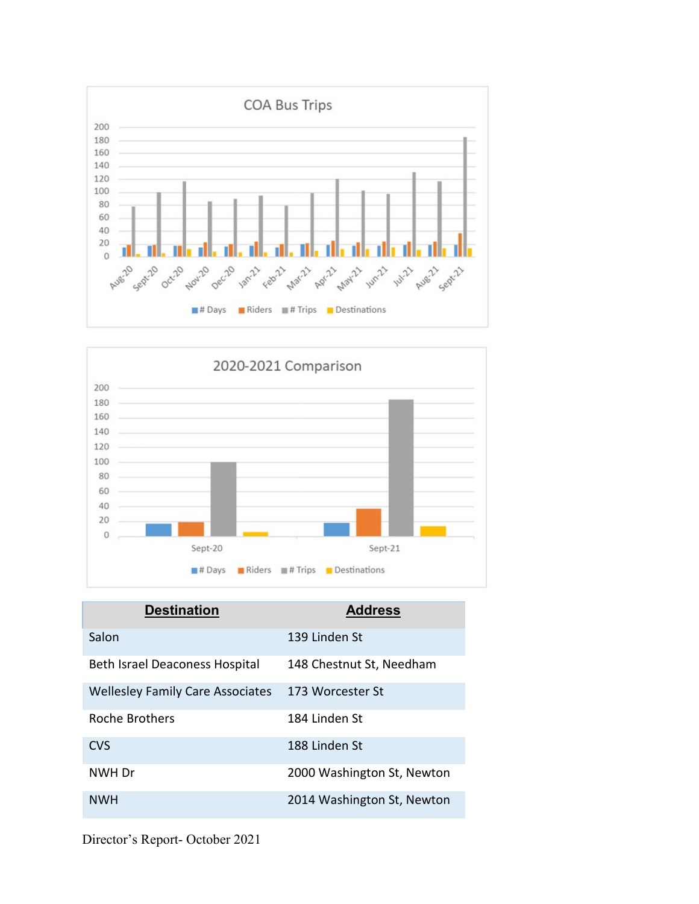| Destination | Address |
| --- | --- |
| Salon | 139 Linden St |
| Beth Israel Deaconess Hospital | 148 Chestnut St, Needham |
| Wellesley Family Care Associates | 173 Worcester St |
| Roche Brothers | 184 Linden St |
| CVS | 188 Linden St |
| NWH Dr | 2000 Washington St, Newton |
| NWH | 2014 Washington St, Newton |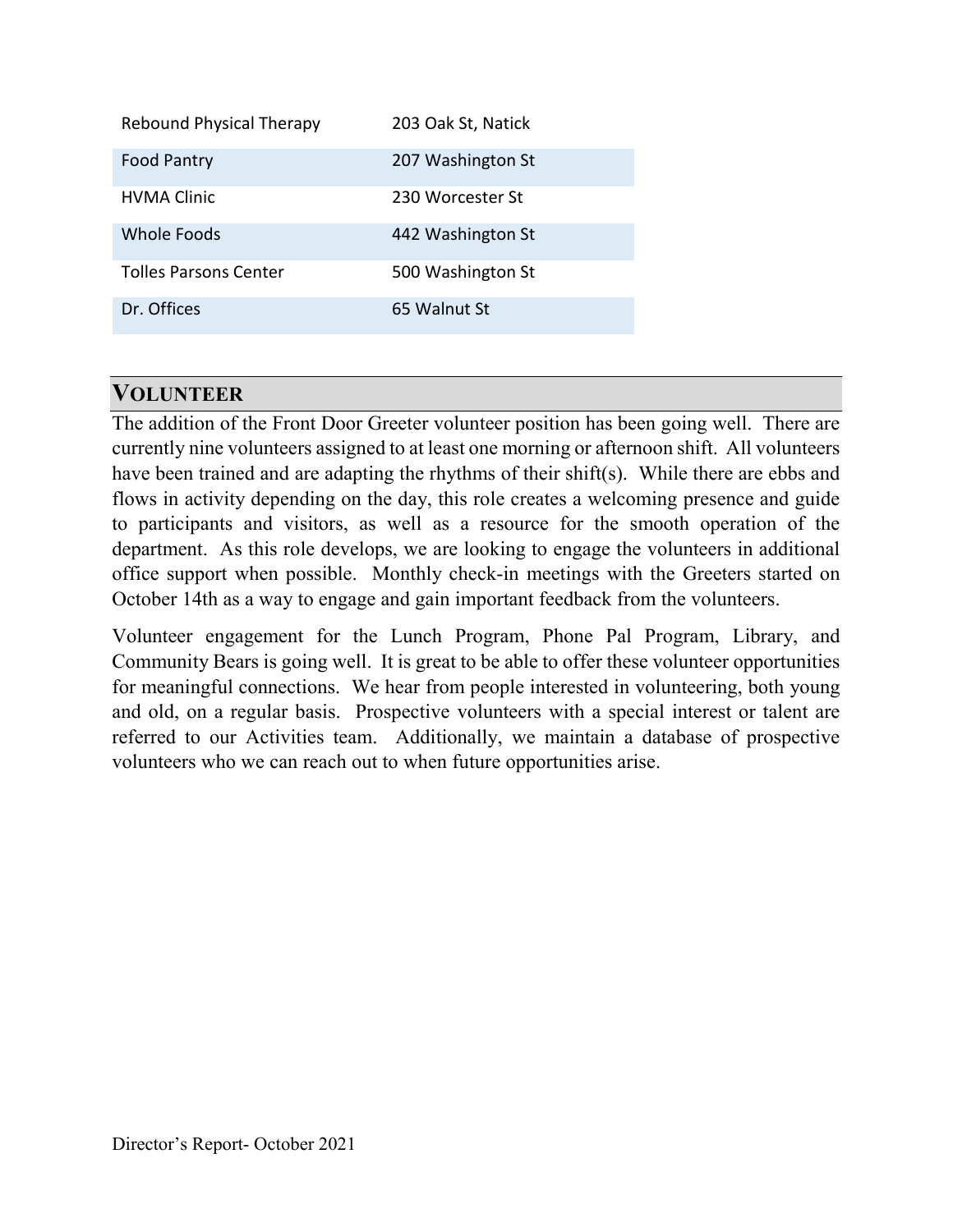| | |
|---|---|
| Rebound Physical Therapy | 203 Oak St, Natick |
| Food Pantry | 207 Washington St |
| HVMA Clinic | 230 Worcester St |
| Whole Foods | 442 Washington St |
| Tolles Parsons Center | 500 Washington St |
| Dr. Offices | 65 Walnut St |

## VOLUNTEER

The addition of the Front Door Greeter volunteer position has been going well. There are currently nine volunteers assigned to at least one morning or afternoon shift. All volunteers have been trained and are adapting the rhythms of their shift(s). While there are ebbs and flows in activity depending on the day, this role creates a welcoming presence and guide to participants and visitors, as well as a resource for the smooth operation of the department. As this role develops, we are looking to engage the volunteers in additional office support when possible. Monthly check-in meetings with the Greeters started on October 14th as a way to engage and gain important feedback from the volunteers.

Volunteer engagement for the Lunch Program, Phone Pal Program, Library, and Community Bears is going well. It is great to be able to offer these volunteer opportunities for meaningful connections. We hear from people interested in volunteering, both young and old, on a regular basis. Prospective volunteers with a special interest or talent are referred to our Activities team. Additionally, we maintain a database of prospective volunteers who we can reach out to when future opportunities arise.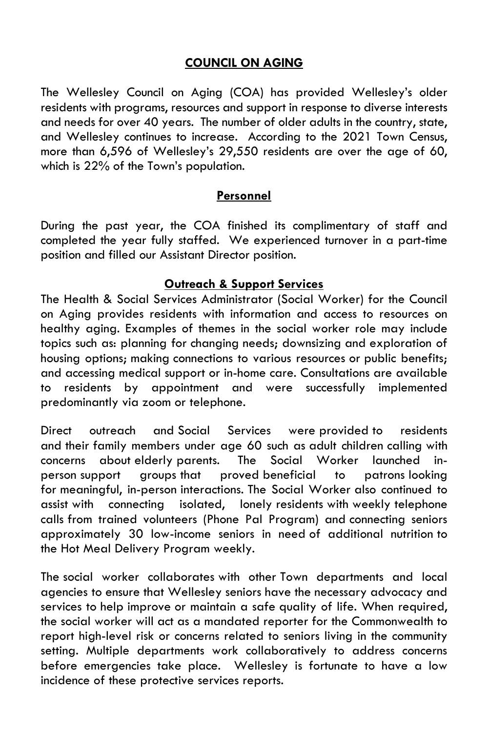## COUNCIL ON AGING

The Wellesley Council on Aging (COA) has provided Wellesley's older residents with programs, resources and support in response to diverse interests and needs for over 40 years. The number of older adults in the country, state, and Wellesley continues to increase. According to the 2021 Town Census, more than 6,596 of Wellesley's 29,550 residents are over the age of 60, which is 22% of the Town's population.

### Personnel

During the past year, the COA finished its complimentary of staff and completed the year fully staffed. We experienced turnover in a part-time position and filled our Assistant Director position.

### Outreach & Support Services

The Health & Social Services Administrator (Social Worker) for the Council on Aging provides residents with information and access to resources on healthy aging. Examples of themes in the social worker role may include topics such as: planning for changing needs; downsizing and exploration of housing options; making connections to various resources or public benefits; and accessing medical support or in-home care. Consultations are available to residents by appointment and were successfully implemented predominantly via zoom or telephone.

Direct outreach and Social Services were provided to residents and their family members under age 60 such as adult children calling with concerns about elderly parents. The Social Worker launched in-person support groups that proved beneficial to patrons looking for meaningful, in-person interactions. The Social Worker also continued to assist with connecting isolated, lonely residents with weekly telephone calls from trained volunteers (Phone Pal Program) and connecting seniors approximately 30 low-income seniors in need of additional nutrition to the Hot Meal Delivery Program weekly.

The social worker collaborates with other Town departments and local agencies to ensure that Wellesley seniors have the necessary advocacy and services to help improve or maintain a safe quality of life. When required, the social worker will act as a mandated reporter for the Commonwealth to report high-level risk or concerns related to seniors living in the community setting. Multiple departments work collaboratively to address concerns before emergencies take place. Wellesley is fortunate to have a low incidence of these protective services reports.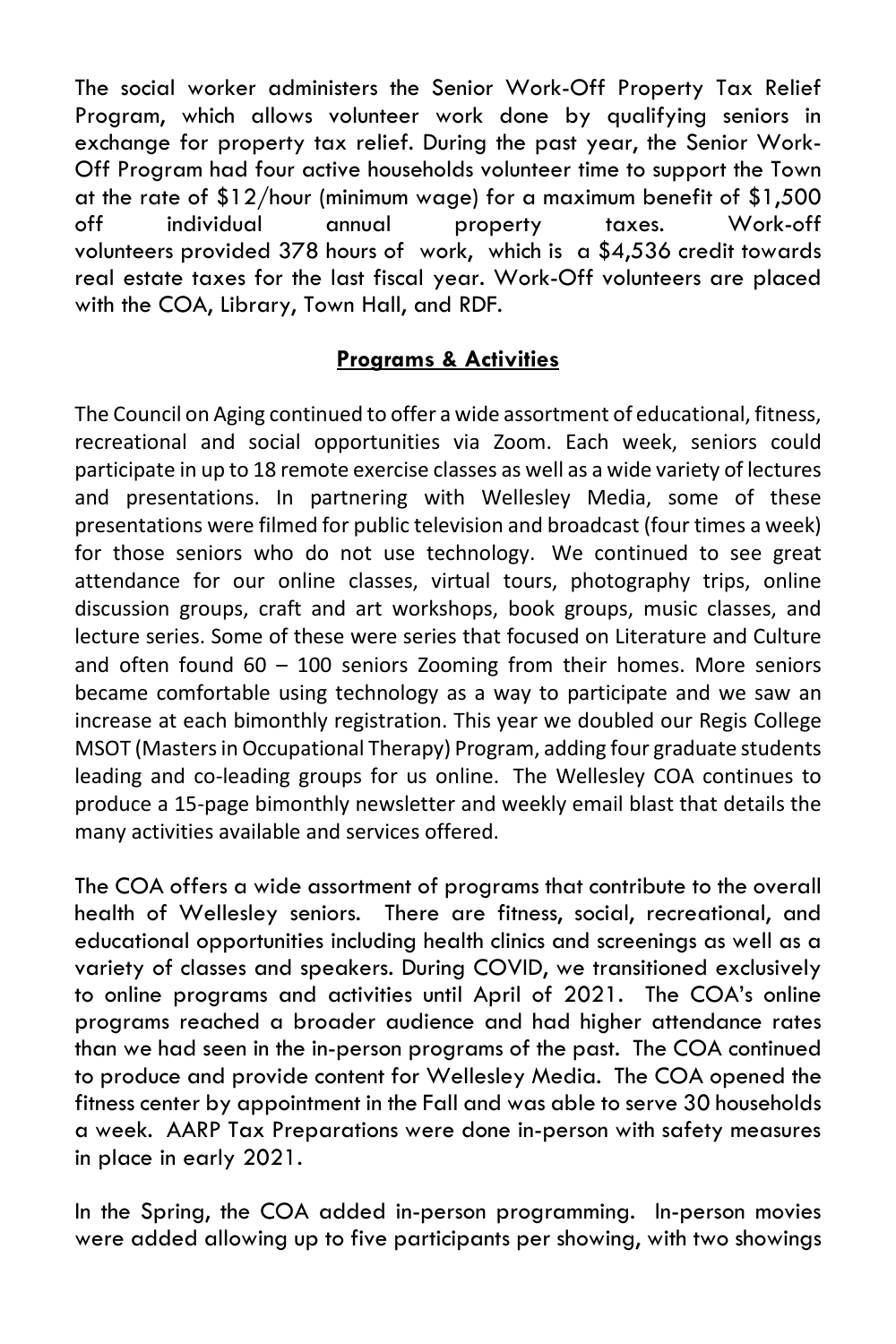The social worker administers the Senior Work-Off Property Tax Relief Program, which allows volunteer work done by qualifying seniors in exchange for property tax relief. During the past year, the Senior Work-Off Program had four active households volunteer time to support the Town at the rate of $12/hour (minimum wage) for a maximum benefit of $1,500 off individual annual property taxes. Work-off volunteers provided 378 hours of work, which is a $4,536 credit towards real estate taxes for the last fiscal year. Work-Off volunteers are placed with the COA, Library, Town Hall, and RDF.

## Programs & Activities

The Council on Aging continued to offer a wide assortment of educational, fitness, recreational and social opportunities via Zoom. Each week, seniors could participate in up to 18 remote exercise classes as well as a wide variety of lectures and presentations. In partnering with Wellesley Media, some of these presentations were filmed for public television and broadcast (four times a week) for those seniors who do not use technology. We continued to see great attendance for our online classes, virtual tours, photography trips, online discussion groups, craft and art workshops, book groups, music classes, and lecture series. Some of these were series that focused on Literature and Culture and often found 60 – 100 seniors Zooming from their homes. More seniors became comfortable using technology as a way to participate and we saw an increase at each bimonthly registration. This year we doubled our Regis College MSOT (Masters in Occupational Therapy) Program, adding four graduate students leading and co-leading groups for us online. The Wellesley COA continues to produce a 15-page bimonthly newsletter and weekly email blast that details the many activities available and services offered.

The COA offers a wide assortment of programs that contribute to the overall health of Wellesley seniors. There are fitness, social, recreational, and educational opportunities including health clinics and screenings as well as a variety of classes and speakers. During COVID, we transitioned exclusively to online programs and activities until April of 2021. The COA's online programs reached a broader audience and had higher attendance rates than we had seen in the in-person programs of the past. The COA continued to produce and provide content for Wellesley Media. The COA opened the fitness center by appointment in the Fall and was able to serve 30 households a week. AARP Tax Preparations were done in-person with safety measures in place in early 2021.

In the Spring, the COA added in-person programming. In-person movies were added allowing up to five participants per showing, with two showings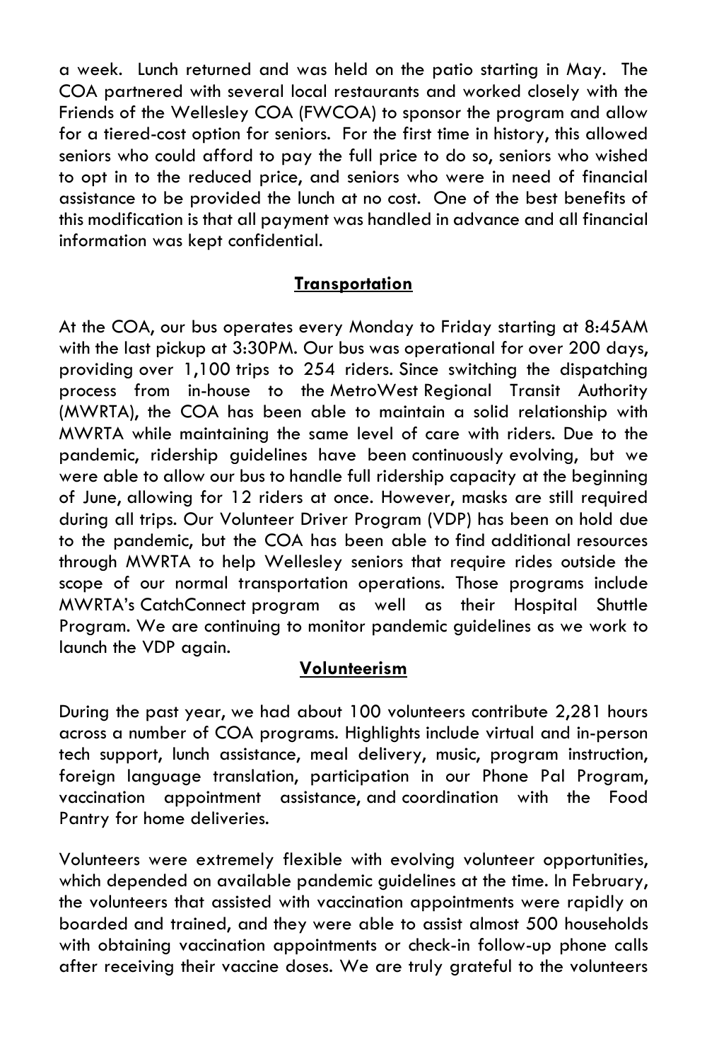a week. Lunch returned and was held on the patio starting in May. The COA partnered with several local restaurants and worked closely with the Friends of the Wellesley COA (FWCOA) to sponsor the program and allow for a tiered-cost option for seniors. For the first time in history, this allowed seniors who could afford to pay the full price to do so, seniors who wished to opt in to the reduced price, and seniors who were in need of financial assistance to be provided the lunch at no cost. One of the best benefits of this modification is that all payment was handled in advance and all financial information was kept confidential.

## Transportation

At the COA, our bus operates every Monday to Friday starting at 8:45AM with the last pickup at 3:30PM. Our bus was operational for over 200 days, providing over 1,100 trips to 254 riders. Since switching the dispatching process from in-house to the MetroWest Regional Transit Authority (MWRTA), the COA has been able to maintain a solid relationship with MWRTA while maintaining the same level of care with riders. Due to the pandemic, ridership guidelines have been continuously evolving, but we were able to allow our bus to handle full ridership capacity at the beginning of June, allowing for 12 riders at once. However, masks are still required during all trips. Our Volunteer Driver Program (VDP) has been on hold due to the pandemic, but the COA has been able to find additional resources through MWRTA to help Wellesley seniors that require rides outside the scope of our normal transportation operations. Those programs include MWRTA's CatchConnect program as well as their Hospital Shuttle Program. We are continuing to monitor pandemic guidelines as we work to launch the VDP again.

## Volunteerism

During the past year, we had about 100 volunteers contribute 2,281 hours across a number of COA programs. Highlights include virtual and in-person tech support, lunch assistance, meal delivery, music, program instruction, foreign language translation, participation in our Phone Pal Program, vaccination appointment assistance, and coordination with the Food Pantry for home deliveries.

Volunteers were extremely flexible with evolving volunteer opportunities, which depended on available pandemic guidelines at the time. In February, the volunteers that assisted with vaccination appointments were rapidly on boarded and trained, and they were able to assist almost 500 households with obtaining vaccination appointments or check-in follow-up phone calls after receiving their vaccine doses. We are truly grateful to the volunteers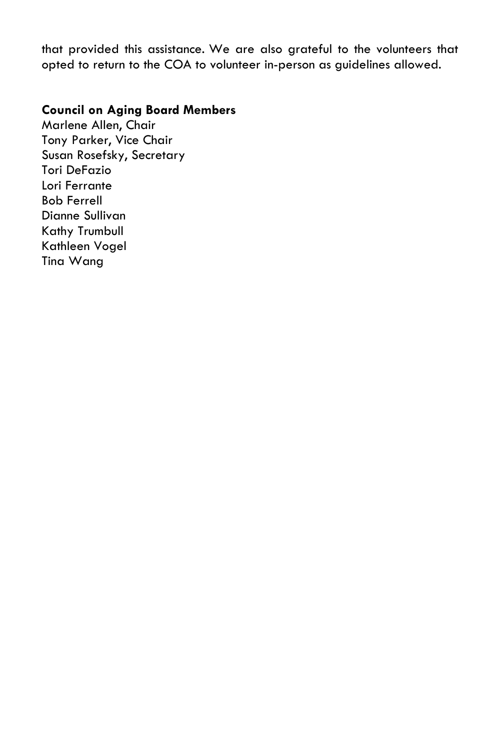that provided this assistance. We are also grateful to the volunteers that opted to return to the COA to volunteer in-person as guidelines allowed.

**Council on Aging Board Members**

Marlene Allen, Chair
Tony Parker, Vice Chair
Susan Rosefsky, Secretary
Tori DeFazio
Lori Ferrante
Bob Ferrell
Dianne Sullivan
Kathy Trumbull
Kathleen Vogel
Tina Wang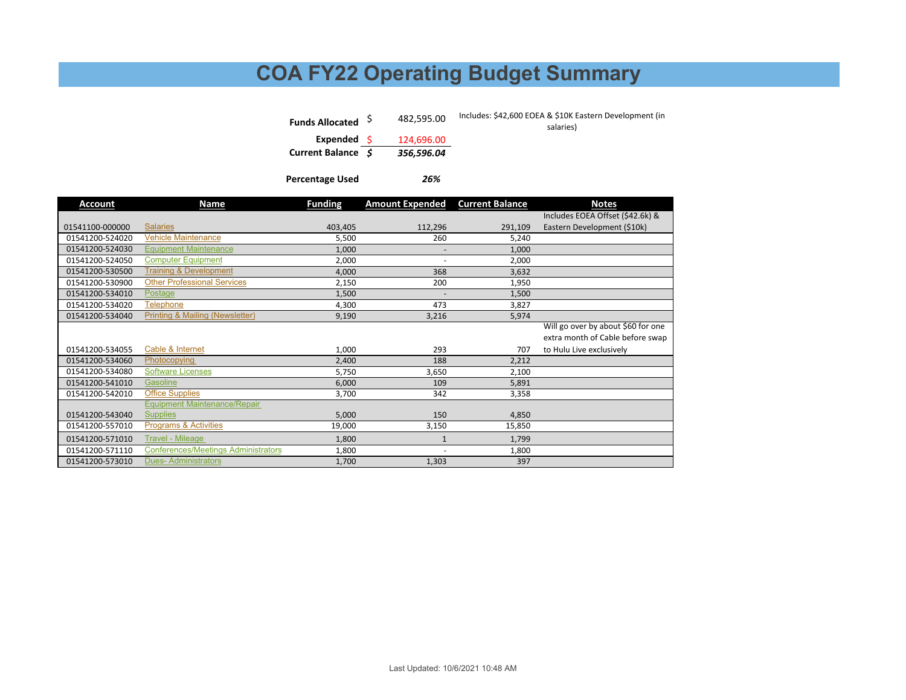# COA FY22 Operating Budget Summary

| | | |
|---|---|---|
| **Funds Allocated** | $ 482,595.00 | Includes: $42,600 EOEA & $10K Eastern Development (in salaries) |
| **Expended** | $ 124,696.00 | |
| **Current Balance** | ***$ 356,596.04*** | |
| **Percentage Used** | ***26%*** | |

| Account | Name | Funding | Amount Expended | Current Balance | Notes |
|---|---|---|---|---|---|
| 01541100-000000 | Salaries | 403,405 | 112,296 | 291,109 | Includes EOEA Offset ($42.6k) & Eastern Development ($10k) |
| 01541200-524020 | Vehicle Maintenance | 5,500 | 260 | 5,240 | |
| 01541200-524030 | Equipment Maintenance | 1,000 | - | 1,000 | |
| 01541200-524050 | Computer Equipment | 2,000 | - | 2,000 | |
| 01541200-530500 | Training & Development | 4,000 | 368 | 3,632 | |
| 01541200-530900 | Other Professional Services | 2,150 | 200 | 1,950 | |
| 01541200-534010 | Postage | 1,500 | - | 1,500 | |
| 01541200-534020 | Telephone | 4,300 | 473 | 3,827 | |
| 01541200-534040 | Printing & Mailing (Newsletter) | 9,190 | 3,216 | 5,974 | |
| 01541200-534055 | Cable & Internet | 1,000 | 293 | 707 | Will go over by about $60 for one extra month of Cable before swap to Hulu Live exclusively |
| 01541200-534060 | Photocopying | 2,400 | 188 | 2,212 | |
| 01541200-534080 | Software Licenses | 5,750 | 3,650 | 2,100 | |
| 01541200-541010 | Gasoline | 6,000 | 109 | 5,891 | |
| 01541200-542010 | Office Supplies | 3,700 | 342 | 3,358 | |
| 01541200-543040 | Equipment Maintenance/Repair Supplies | 5,000 | 150 | 4,850 | |
| 01541200-557010 | Programs & Activities | 19,000 | 3,150 | 15,850 | |
| 01541200-571010 | Travel - Mileage | 1,800 | 1 | 1,799 | |
| 01541200-571110 | Conferences/Meetings Administrators | 1,800 | - | 1,800 | |
| 01541200-573010 | Dues- Administrators | 1,700 | 1,303 | 397 | |

Last Updated: 10/6/2021 10:48 AM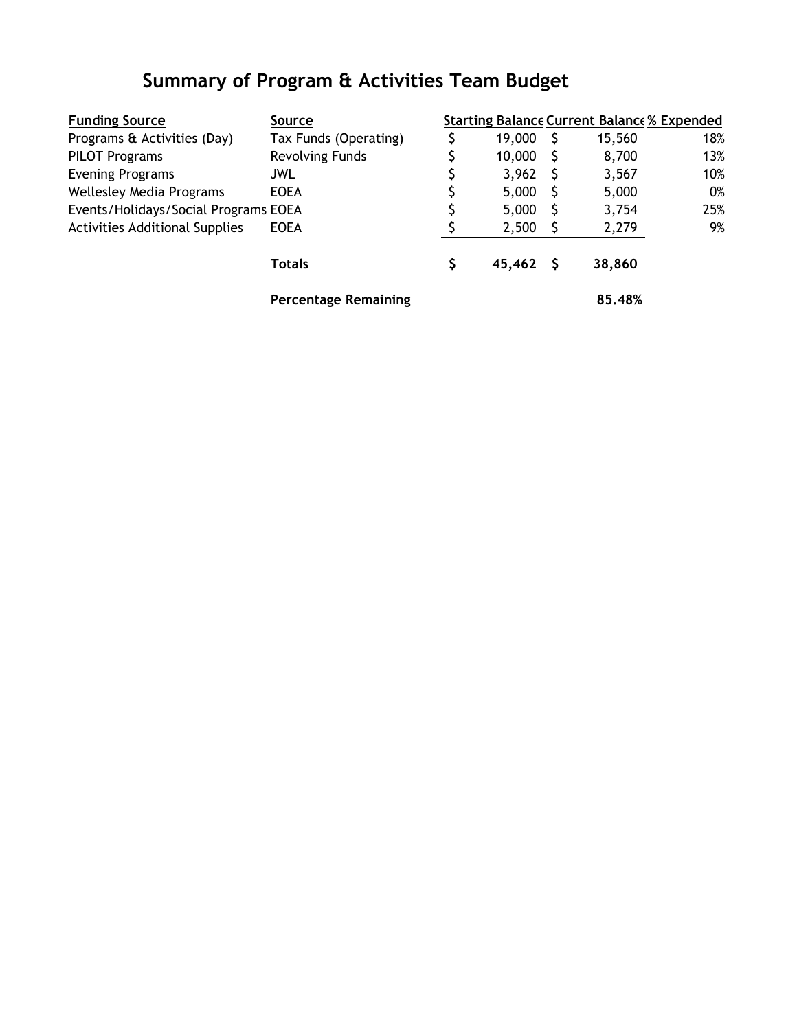# Summary of Program & Activities Team Budget

| Funding Source | Source | Starting Balance | Current Balance | % Expended |
|---|---|---|---|---|
| Programs & Activities (Day) | Tax Funds (Operating) | $ 19,000 | $ 15,560 | 18% |
| PILOT Programs | Revolving Funds | $ 10,000 | $ 8,700 | 13% |
| Evening Programs | JWL | $ 3,962 | $ 3,567 | 10% |
| Wellesley Media Programs | EOEA | $ 5,000 | $ 5,000 | 0% |
| Events/Holidays/Social Programs | EOEA | $ 5,000 | $ 3,754 | 25% |
| Activities Additional Supplies | EOEA | $ 2,500 | $ 2,279 | 9% |
| | **Totals** | **$ 45,462** | **$ 38,860** | |
| | **Percentage Remaining** | | **85.48%** | |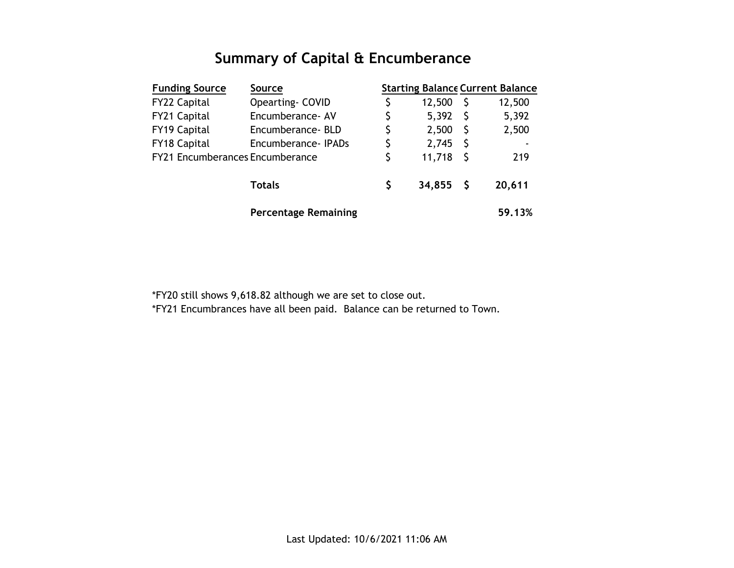# Summary of Capital & Encumberance

| Funding Source | Source | Starting Balance | Current Balance |
|---|---|---|---|
| FY22 Capital | Opearting- COVID | $ 12,500 | $ 12,500 |
| FY21 Capital | Encumberance- AV | $ 5,392 | $ 5,392 |
| FY19 Capital | Encumberance- BLD | $ 2,500 | $ 2,500 |
| FY18 Capital | Encumberance- IPADs | $ 2,745 | $ - |
| FY21 Encumberances | Encumberance | $ 11,718 | $ 219 |
| | **Totals** | **$ 34,855** | **$ 20,611** |
| | **Percentage Remaining** | | **59.13%** |

*FY20 still shows 9,618.82 although we are set to close out.
*FY21 Encumbrances have all been paid. Balance can be returned to Town.

Last Updated: 10/6/2021 11:06 AM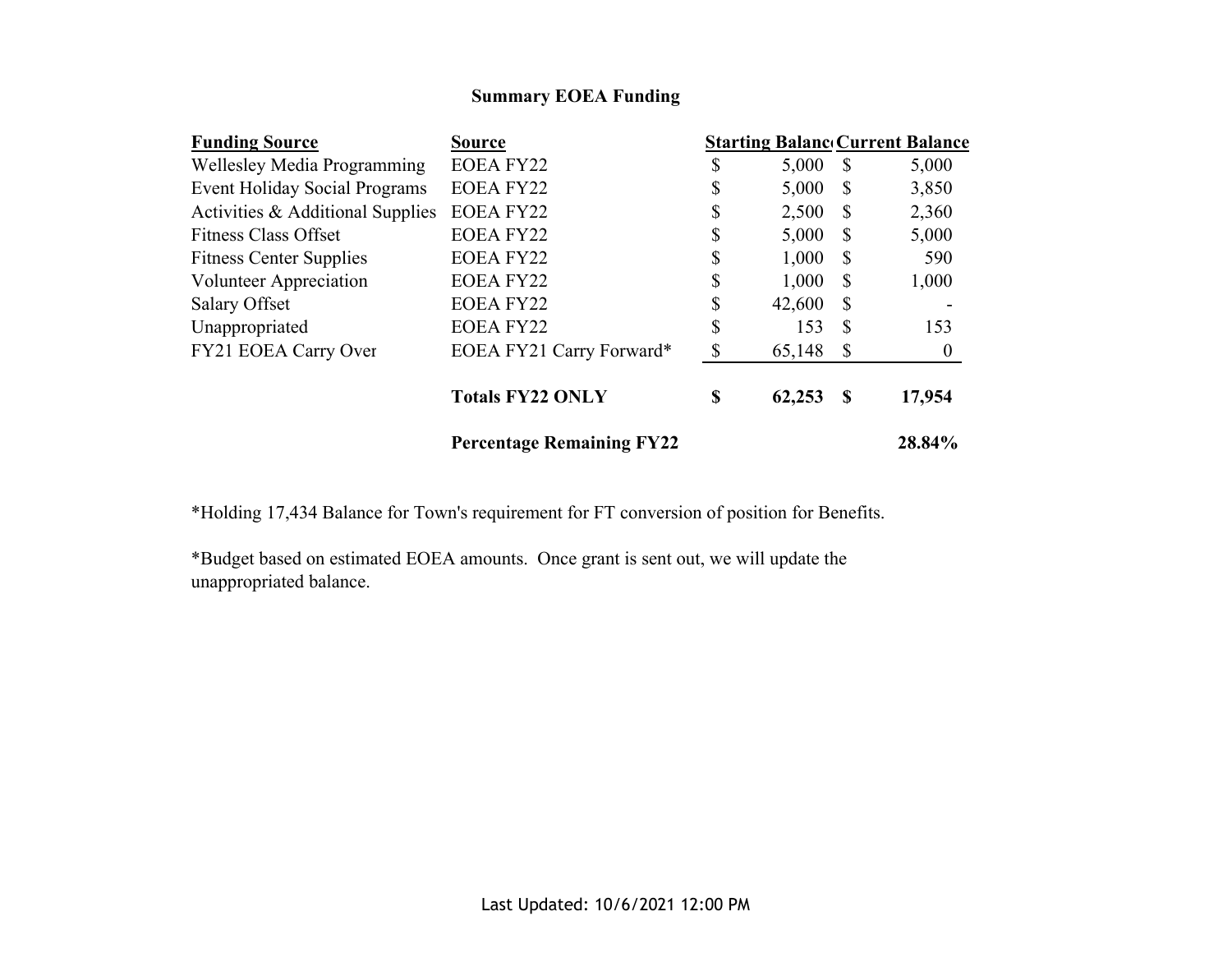**Summary EOEA Funding**

| Funding Source | Source | Starting Balance | Current Balance |
|---|---|---|---|
| Wellesley Media Programming | EOEA FY22 | $ 5,000 | $ 5,000 |
| Event Holiday Social Programs | EOEA FY22 | $ 5,000 | $ 3,850 |
| Activities & Additional Supplies | EOEA FY22 | $ 2,500 | $ 2,360 |
| Fitness Class Offset | EOEA FY22 | $ 5,000 | $ 5,000 |
| Fitness Center Supplies | EOEA FY22 | $ 1,000 | $ 590 |
| Volunteer Appreciation | EOEA FY22 | $ 1,000 | $ 1,000 |
| Salary Offset | EOEA FY22 | $ 42,600 | $ - |
| Unappropriated | EOEA FY22 | $ 153 | $ 153 |
| FY21 EOEA Carry Over | EOEA FY21 Carry Forward* | $ 65,148 | $ 0 |
| | **Totals FY22 ONLY** | **$ 62,253** | **$ 17,954** |
| | **Percentage Remaining FY22** | | **28.84%** |

*Holding 17,434 Balance for Town's requirement for FT conversion of position for Benefits.

*Budget based on estimated EOEA amounts. Once grant is sent out, we will update the unappropriated balance.

Last Updated: 10/6/2021 12:00 PM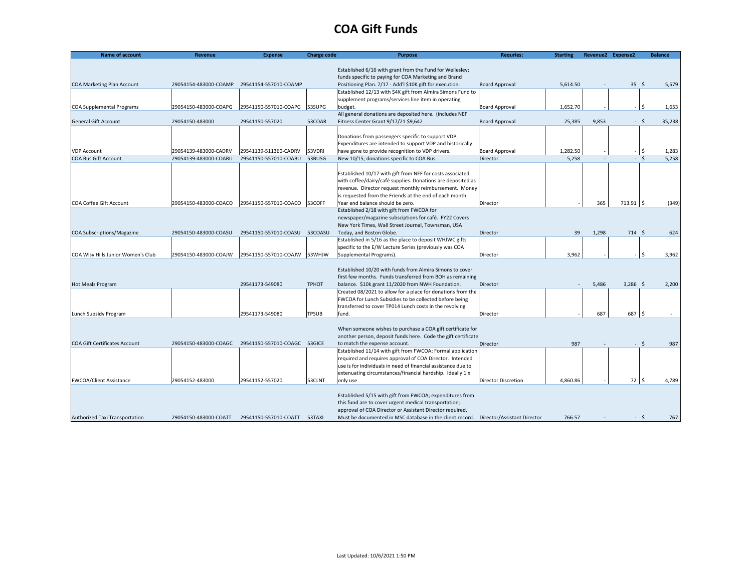# COA Gift Funds

| Name of account | Revenue | Expense | Charge code | Purpose | Requries: | Starting | Revenue2 | Expense2 | Balance |
|---|---|---|---|---|---|---|---|---|---|
| COA Marketing Plan Account | 29054154-483000-COAMP | 29541154-557010-COAMP | | Established 6/16 with grant from the Fund for Wellesley; funds specific to paying for COA Marketing and Brand Positioning Plan. 7/17 - Add'l $10K gift for execution. | Board Approval | 5,614.50 | - | 35 | $ 5,579 |
| COA Supplemental Programs | 29054150-483000-COAPG | 29541150-557010-COAPG | 53SUPG | Established 12/13 with $4K gift from Almira Simons Fund to supplement programs/services line item in operating budget. | Board Approval | 1,652.70 | - | - | $ 1,653 |
| General Gift Account | 29054150-483000 | 29541150-557020 | 53COAR | All general donations are deposited here. (includes NEF Fitness Center Grant 9/17/21 $9,642 | Board Approval | 25,385 | 9,853 | - | $ 35,238 |
| VDP Account | 29054139-483000-CADRV | 29541139-511360-CADRV | 53VDRI | Donations from passengers specific to support VDP. Expenditures are intended to support VDP and historically have gone to provide recognition to VDP drivers. | Board Approval | 1,282.50 | - | - | $ 1,283 |
| COA Bus Gift Account | 29054139-483000-COABU | 29541150-557010-COABU | 53BUSG | New 10/15; donations specific to COA Bus. | Director | 5,258 | - | - | $ 5,258 |
| COA Coffee Gift Account | 29054150-483000-COACO | 29541150-557010-COACO | 53COFF | Established 10/17 with gift from NEF for costs associated with coffee/dairy/café supplies. Donations are deposited as revenue. Director request monthly reimbursement. Money is requested from the Friends at the end of each month. Year end balance should be zero. | Director | - | 365 | 713.91 | $ (349) |
| COA Subscriptions/Magazine | 29054150-483000-COASU | 29541150-557010-COASU | 53COASU | Established 2/18 with gift from FWCOA for newspaper/magazine subsciptions for café. FY22 Covers New York Times, Wall Street Journal, Townsman, USA Today, and Boston Globe. | Director | 39 | 1,298 | 714 | $ 624 |
| COA Wlsy Hills Junior Women's Club | 29054150-483000-COAJW | 29541150-557010-COAJW | 53WHJW | Established in 5/16 as the place to deposit WHJWC gifts specific to the E/W Lecture Series (previously was COA Supplemental Programs). | Director | 3,962 | - | - | $ 3,962 |
| Hot Meals Program | | 29541173-549080 | TPHOT | Established 10/20 with funds from Almira Simons to cover first few months. Funds transferred from BOH as remaining balance. $10k grant 11/2020 from NWH Foundation. | Director | - | 5,486 | 3,286 | $ 2,200 |
| Lunch Subsidy Program | | 29541173-549080 | TPSUB | Created 08/2021 to allow for a place for donations from the FWCOA for Lunch Subsidies to be collected before being transferred to cover TP014 Lunch costs in the revolving fund. | Director | - | 687 | 687 | $ - |
| COA Gift Certificates Account | 29054150-483000-COAGC | 29541150-557010-COAGC | 53GICE | When someone wishes to purchase a COA gift certificate for another person, deposit funds here. Code the gift certificate to match the expense account. | Director | 987 | - | - | $ 987 |
| FWCOA/Client Assistance | 29054152-483000 | 29541152-557020 | 53CLNT | Established 11/14 with gift from FWCOA; Formal application required and requires approval of COA Director. Intended use is for individuals in need of financial assistance due to extenuating circumstances/financial hardship. Ideally 1 x only use | Director Discretion | 4,860.86 | - | 72 | $ 4,789 |
| Authorized Taxi Transportation | 29054150-483000-COATT | 29541150-557010-COATT | 53TAXI | Established 5/15 with gift from FWCOA; expenditures from this fund are to cover urgent medical transportation; approval of COA Director or Assistant Director required. Must be documented in MSC database in the client record. | Director/Assistant Director | 766.57 | - | - | $ 767 |

Last Updated: 10/6/2021 1:50 PM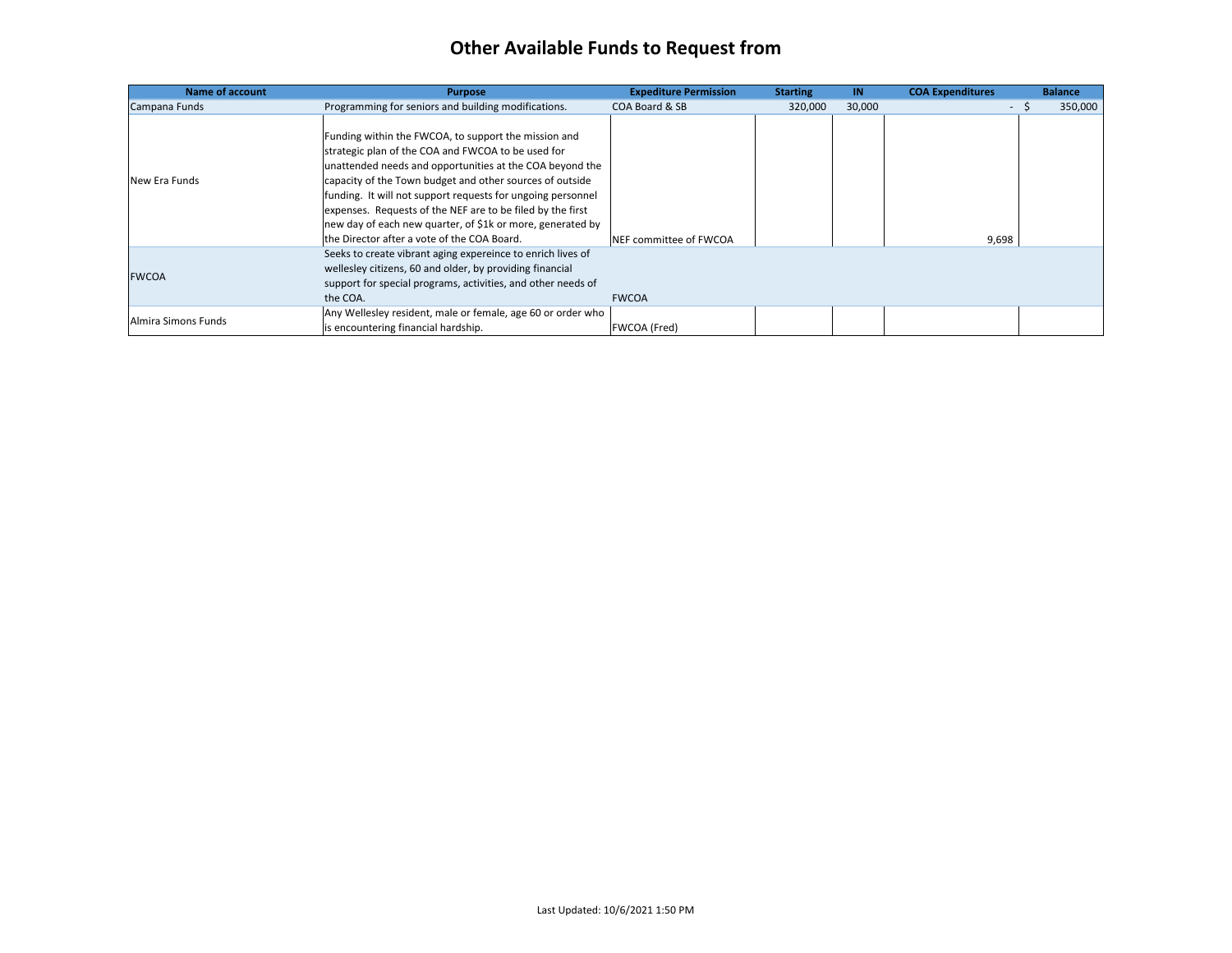# Other Available Funds to Request from

| Name of account | Purpose | Expediture Permission | Starting | IN | COA Expenditures | Balance |
|---|---|---|---|---|---|---|
| Campana Funds | Programming for seniors and building modifications. | COA Board & SB | 320,000 | 30,000 | - | $ 350,000 |
| New Era Funds | Funding within the FWCOA, to support the mission and strategic plan of the COA and FWCOA to be used for unattended needs and opportunities at the COA beyond the capacity of the Town budget and other sources of outside funding. It will not support requests for ungoing personnel expenses. Requests of the NEF are to be filed by the first new day of each new quarter, of $1k or more, generated by the Director after a vote of the COA Board. | NEF committee of FWCOA | | | 9,698 | |
| FWCOA | Seeks to create vibrant aging expereince to enrich lives of wellesley citizens, 60 and older, by providing financial support for special programs, activities, and other needs of the COA. | FWCOA | | | | |
| Almira Simons Funds | Any Wellesley resident, male or female, age 60 or order who is encountering financial hardship. | FWCOA (Fred) | | | | |

Last Updated: 10/6/2021 1:50 PM